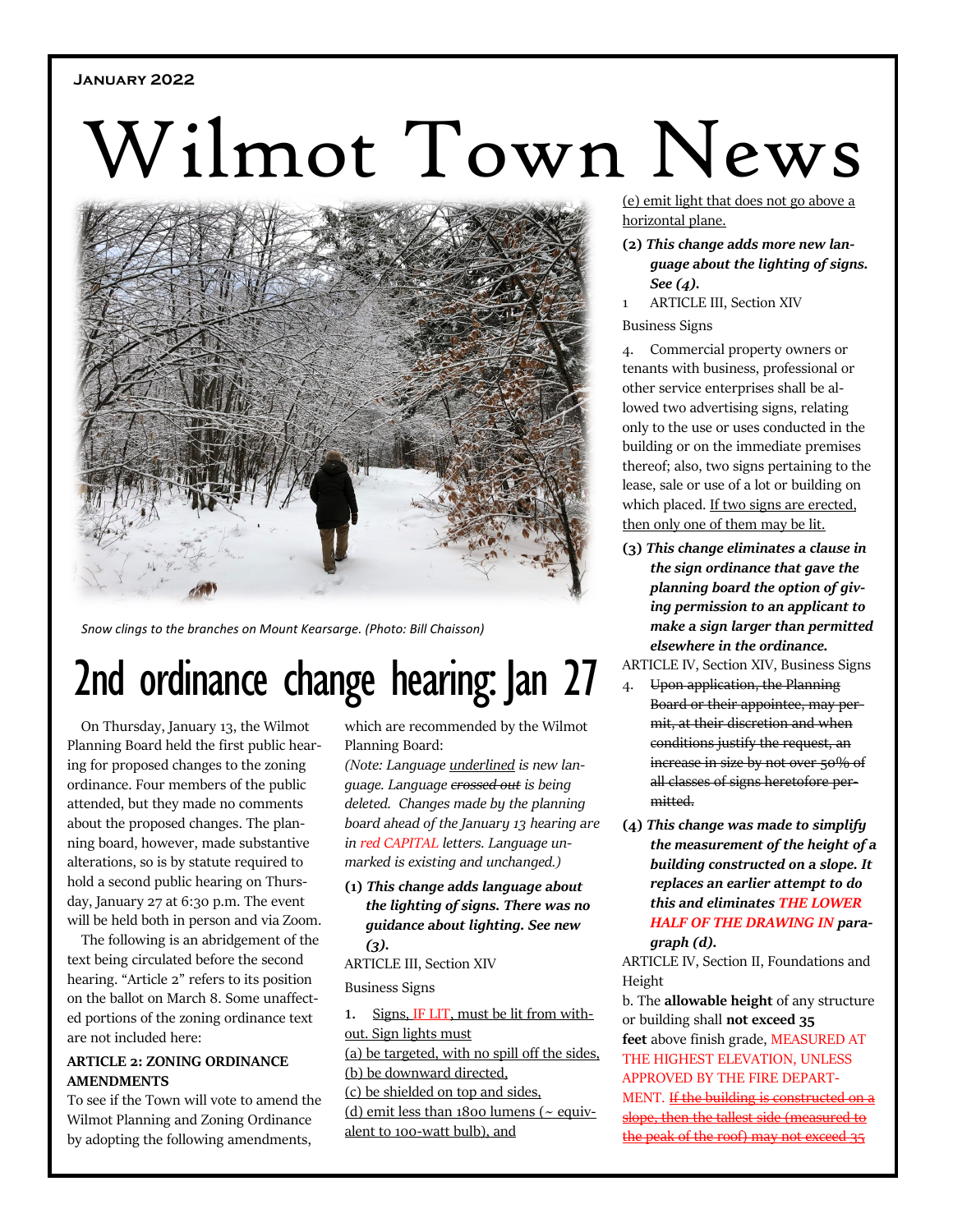**January 2022**

# Wilmot Town News

Snow clings to the branches on Mount Kearsarge. (Photo: Bill Chaisson)

## 2nd ordinance change hearing: Jan 27

On Thursday, January 13, the Wilmot Planning Board held the first public hearing for proposed changes to the zoning ordinance. Four members of the public attended, but they made no comments about the proposed changes. The planning board, however, made substantive alterations, so is by statute required to hold a second public hearing on Thursday, January 27 at 6:30 p.m. The event will be held both in person and via Zoom.

The following is an abridgement of the text being circulated before the second hearing. "Article 2" refers to its position on the ballot on March 8. Some unaffected portions of the zoning ordinance text are not included here:

**ARTICLE 2: ZONING ORDINANCE AMENDMENTS**

To see if the Town will vote to amend the Wilmot Planning and Zoning Ordinance by adopting the following amendments, which are recommended by the Wilmot Planning Board:

*(Note: Language <u>underlined</u> is new language. Language ~~crossed out~~ is being deleted. Changes made by the planning board ahead of the January 13 hearing are in red CAPITAL letters. Language unmarked is existing and unchanged.)*

**(1)** ***This change adds language about the lighting of signs. There was no guidance about lighting. See new (3).***

ARTICLE III, Section XIV

Business Signs

1. <u>Signs, IF LIT, must be lit from without. Sign lights must</u>
<u>(a) be targeted, with no spill off the sides,</u>
<u>(b) be downward directed,</u>
<u>(c) be shielded on top and sides,</u>
<u>(d) emit less than 1800 lumens (~ equivalent to 100-watt bulb), and</u>
<u>(e) emit light that does not go above a horizontal plane.</u>

**(2)** ***This change adds more new language about the lighting of signs. See (4).***

1 ARTICLE III, Section XIV

Business Signs

4. Commercial property owners or tenants with business, professional or other service enterprises shall be allowed two advertising signs, relating only to the use or uses conducted in the building or on the immediate premises thereof; also, two signs pertaining to the lease, sale or use of a lot or building on which placed. <u>If two signs are erected, then only one of them may be lit.</u>

**(3)** ***This change eliminates a clause in the sign ordinance that gave the planning board the option of giving permission to an applicant to make a sign larger than permitted elsewhere in the ordinance.***

ARTICLE IV, Section XIV, Business Signs

4. ~~Upon application, the Planning Board or their appointee, may permit, at their discretion and when conditions justify the request, an increase in size by not over 50% of all classes of signs heretofore permitted.~~

**(4)** ***This change was made to simplify the measurement of the height of a building constructed on a slope. It replaces an earlier attempt to do this and eliminates THE LOWER HALF OF THE DRAWING IN paragraph (d).***

ARTICLE IV, Section II, Foundations and Height

b. The **allowable height** of any structure or building shall **not exceed 35 feet** above finish grade, MEASURED AT THE HIGHEST ELEVATION, UNLESS APPROVED BY THE FIRE DEPARTMENT. ~~If the building is constructed on a slope, then the tallest side (measured to the peak of the roof) may not exceed 35~~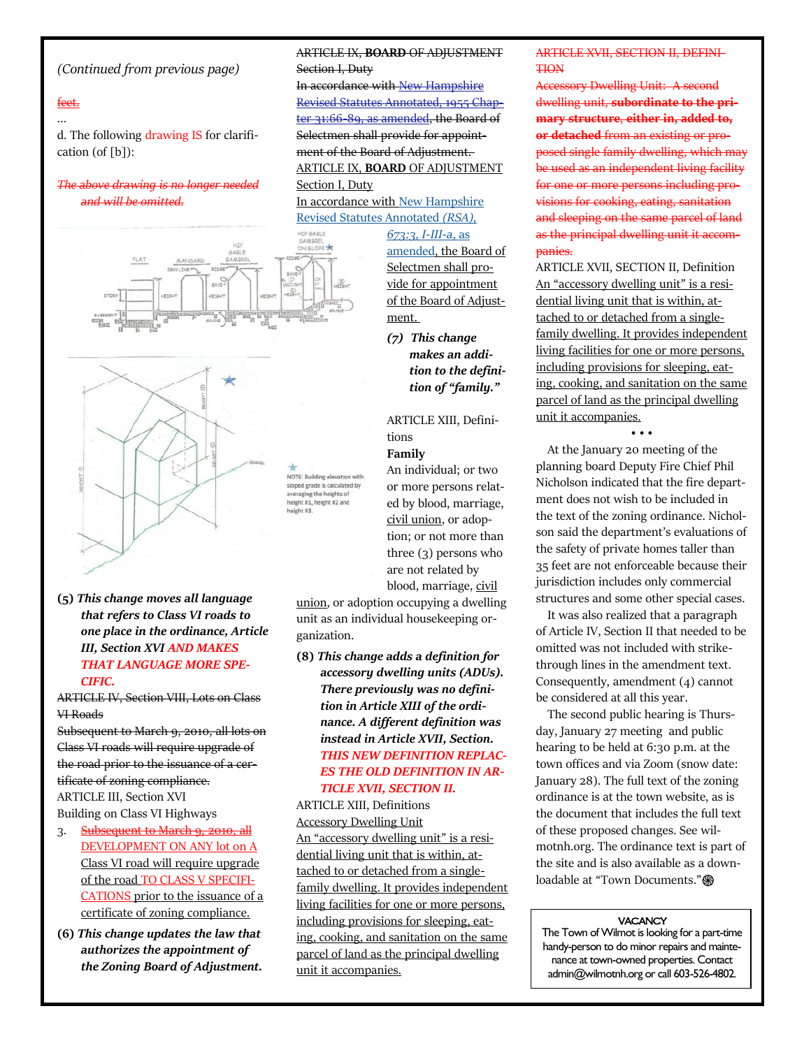*(Continued from previous page)*

~~feet.~~

...

d. The following drawing IS for clarification (of [b]):

~~*The above drawing is no longer needed and will be omitted.*~~

FLAT MANSARD HIP GABLE GAMBREL HIP GABLE GAMBREL ON SLOPE

NOTE: Building elevation with sloped grade is calculated by averaging the heights of height #1, height #2 and height #3.

**(5)** ***This change moves all language that refers to Class VI roads to one place in the ordinance, Article III, Section XVI AND MAKES THAT LANGUAGE MORE SPECIFIC.***

~~ARTICLE IV, Section VIII, Lots on Class VI Roads~~

~~Subsequent to March 9, 2010, all lots on Class VI roads will require upgrade of the road prior to the issuance of a certificate of zoning compliance.~~

ARTICLE III, Section XVI

Building on Class VI Highways

3. ~~Subsequent to March 9, 2010, all~~ DEVELOPMENT ON ANY lot on A Class VI road will require upgrade of the road TO CLASS V SPECIFICATIONS prior to the issuance of a certificate of zoning compliance.

**(6)** ***This change updates the law that authorizes the appointment of the Zoning Board of Adjustment.***

~~ARTICLE IX, **BOARD** OF ADJUSTMENT~~

~~Section I, Duty~~

~~In accordance with New Hampshire Revised Statutes Annotated, 1955 Chapter 31:66-89, as amended, the Board of Selectmen shall provide for appointment of the Board of Adjustment.~~

ARTICLE IX, **BOARD** OF ADJUSTMENT

Section I, Duty

In accordance with New Hampshire Revised Statutes Annotated *(RSA), 673:3, I-III-a*, as amended, the Board of Selectmen shall provide for appointment of the Board of Adjustment.

**(7)** ***This change makes an addition to the definition of "family."***

ARTICLE XIII, Definitions

**Family**

An individual; or two or more persons related by blood, marriage, civil union, or adoption; or not more than three (3) persons who are not related by blood, marriage, civil union, or adoption occupying a dwelling unit as an individual housekeeping organization.

**(8)** ***This change adds a definition for accessory dwelling units (ADUs). There previously was no definition in Article XIII of the ordinance. A different definition was instead in Article XVII, Section. THIS NEW DEFINITION REPLACES THE OLD DEFINITION IN ARTICLE XVII, SECTION II.***

ARTICLE XIII, Definitions

Accessory Dwelling Unit

An "accessory dwelling unit" is a residential living unit that is within, attached to or detached from a single-family dwelling. It provides independent living facilities for one or more persons, including provisions for sleeping, eating, cooking, and sanitation on the same parcel of land as the principal dwelling unit it accompanies.

~~ARTICLE XVII, SECTION II, DEFINITION~~

~~Accessory Dwelling Unit: A second dwelling unit, **subordinate to the primary structure**, **either in, added to, or detached** from an existing or proposed single family dwelling, which may be used as an independent living facility for one or more persons including provisions for cooking, eating, sanitation and sleeping on the same parcel of land as the principal dwelling unit it accompanies.~~

ARTICLE XVII, SECTION II, Definition

An "accessory dwelling unit" is a residential living unit that is within, attached to or detached from a single-family dwelling. It provides independent living facilities for one or more persons, including provisions for sleeping, eating, cooking, and sanitation on the same parcel of land as the principal dwelling unit it accompanies.

• • •

At the January 20 meeting of the planning board Deputy Fire Chief Phil Nicholson indicated that the fire department does not wish to be included in the text of the zoning ordinance. Nicholson said the department's evaluations of the safety of private homes taller than 35 feet are not enforceable because their jurisdiction includes only commercial structures and some other special cases.

It was also realized that a paragraph of Article IV, Section II that needed to be omitted was not included with strikethrough lines in the amendment text. Consequently, amendment (4) cannot be considered at all this year.

The second public hearing is Thursday, January 27 meeting and public hearing to be held at 6:30 p.m. at the town offices and via Zoom (snow date: January 28). The full text of the zoning ordinance is at the town website, as is the document that includes the full text of these proposed changes. See wilmotnh.org. The ordinance text is part of the site and is also available as a downloadable at "Town Documents."

**VACANCY**

The Town of Wilmot is looking for a part-time handy-person to do minor repairs and maintenance at town-owned properties. Contact admin@wilmotnh.org or call 603-526-4802.